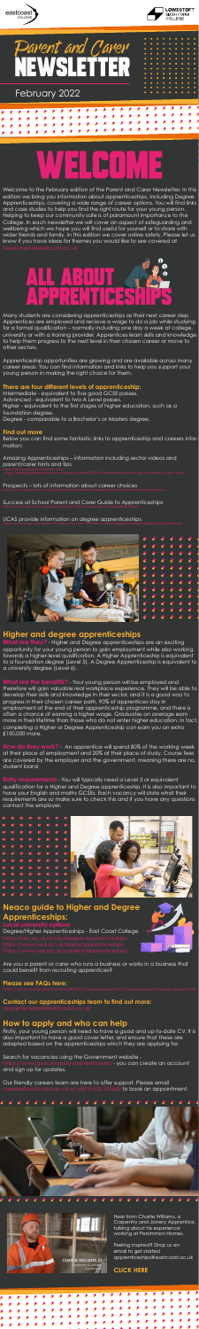# Parent and Carer NEWSLETTER

February 2022

# WELCOME

Welcome to the February edition of the Parent and Carer Newsletter. In this edition we bring you information about apprenticeships, including Degree Apprenticeships, covering a wide range of career options. You will find links and case studies to help you find the right route for your young person. Helping to keep our community safe is of paramount importance to the College. In each newsletter we will cover an aspect of safeguarding and wellbeing which we hope you will find useful for yourself or to share with wider friends and family. In this edition we cover online safety. Please let us know if you have ideas for themes you would like to see covered at

# ALL ABOUT APPRENTICESHIPS

Many students are considering apprenticeships as their next career step. Apprentices are employed and recieve a wage to do a job while studying for a formal qualification – normally including one day a week at college, university or with a training provider. Apprentices learn skills and knowledge to help them progress to the next level in their chosen career or move to other sectors.

Apprenticeship opportunities are growing and are available across many career areas. You can find information and links to help you support your young person in making the right choice for them.

### There are four different levels of apprenticeship:

Intermediate - equivalent to five good GCSE passes.
Advanced - equivalent to two A Level passes.
Higher - equivalent to the first stages of Higher education, such as a foundation degree.
Degree - comparable to a Bachelor's or Masters degree.

### Find out more

Below you can find some fantastic links to apprenticeship and careers information:

Amazing Apprenticeships – information including sector videos and parent/carer hints and tips

Prospects – lots of information about career choices

Success at School Parent and Carer Guide to Apprenticeships

UCAS provide information on degree apprenticeships

## Higher and degree apprenticeships

**What are they?** - Higher and Degree apprenticeships are an exciting opportunity for your young person to gain employment while also working towards a higher-level qualification. A Higher Apprenticeship is equivalent to a foundation degree (Level 5). A Degree Apprenticeship is equivalent to a university degree (Level 6).

**What are the benefits?** - Your young person will be employed and therefore will gain valuable real workplace experience. They will be able to develop their skills and knowledge in their sector, and it is a good way to progress in their chosen career path. 90% of apprentices stay in employment at the end of their apprenticeship programme, and there is often a chance of earning a higher wage. Graduates on average earn more in their lifetime than those who do not enter higher education. In fact, completing a Higher or Degree Apprenticeship can earn you an extra £100,000 more.

**How do they work?** - An apprentice will spend 80% of the working week at their place of employment and 20% at their place of study. Course fees are covered by the employer and the government, meaning there are no student loans!

**Entry requirements** - You will typically need a Level 3 or equivalent qualification for a Higher and Degree apprenticeship. It is also important to have your English and maths GCSEs. Each vacancy will state what their requirements are so make sure to check this and if you have any questions contact the employer.

## Neaco guide to Higher and Degree Apprenticeships:

**Local university options**

Degree/Higher Apprenticeships - East Coast College

Are you a parent or carer who runs a business or works in a business that could benefit from recruiting apprentices?

### Please see FAQs here:

### Contact our apprenticeships team to find out more:

## How to apply and who can help

Firstly, your young person will need to have a good and up-to-date C.V. It is also important to have a good cover letter and ensure that these are adapted based on the apprenticeships which they are applying for.

Search for vacancies using the Government website - you can create an account and sign up for updates.

Our friendly careers team are here to offer support. Please email to book an appointment.

Hear from Charlie Williams, a Carpentry and Joinery Apprentice, talking about his experience working at Persimmon Homes.

Feeling inspired? Drop us an email to get started apprenticeships@eastcoast.ac.uk

CHARLIE WILLIAMS, 21

**CLICK HERE**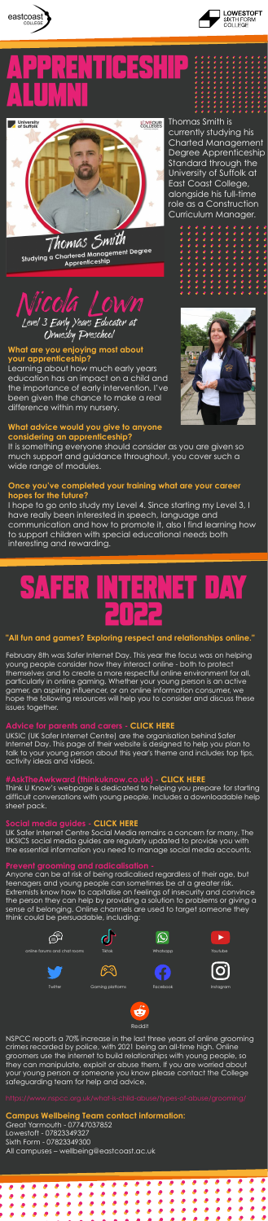# APPRENTICESHIP ALUMNI

**Thomas Smith**
Studying a Chartered Management Degree Apprenticeship

Thomas Smith is currently studying his Charted Management Degree Apprenticeship Standard through the University of Suffolk at East Coast College, alongside his full-time role as a Construction Curriculum Manager.

## Nicola Lown
*Level 3 Early Years Educator at Ormesby Preschool*

**What are you enjoying most about your apprenticeship?**

Learning about how much early years education has an impact on a child and the importance of early intervention. I've been given the chance to make a real difference within my nursery.

**What advice would you give to anyone considering an apprenticeship?**

It is something everyone should consider as you are given so much support and guidance throughout, you cover such a wide range of modules.

**Once you've completed your training what are your career hopes for the future?**

I hope to go onto study my Level 4. Since starting my Level 3, I have really been interested in speech, language and communication and how to promote it, also I find learning how to support children with special educational needs both interesting and rewarding.

# SAFER INTERNET DAY 2022

**"All fun and games? Exploring respect and relationships online."**

February 8th was Safer Internet Day. This year the focus was on helping young people consider how they interact online - both to protect themselves and to create a more respectful online environment for all, particularly in online gaming. Whether your young person is an active gamer, an aspiring influencer, or an online information consumer, we hope the following resources will help you to consider and discuss these issues together.

**Advice for parents and carers - CLICK HERE**

UKSIC (UK Safer Internet Centre) are the organisation behind Safer Internet Day. This page of their website is designed to help you plan to talk to your young person about this year's theme and includes top tips, activity ideas and videos.

**#AskTheAwkward (thinkuknow.co.uk) - CLICK HERE**

Think U Know's webpage is dedicated to helping you prepare for starting difficult conversations with young people. Includes a downloadable help sheet pack.

**Social media guides - CLICK HERE**

UK Safer Internet Centre Social Media remains a concern for many. The UKSICS social media guides are regularly updated to provide you with the essential information you need to manage social media accounts.

**Prevent grooming and radicalisation -**

Anyone can be at risk of being radicalised regardless of their age, but teenagers and young people can sometimes be at a greater risk. Extremists know how to capitalise on feelings of insecurity and convince the person they can help by providing a solution to problems or giving a sense of belonging. Online channels are used to target someone they think could be persuadable, including:

- online forums and chat rooms
- Tiktok
- Whatsapp
- Youtube
- Twitter
- Gaming platforms
- Facebook
- Instagram
- Reddit

NSPCC reports a 70% increase in the last three years of online grooming crimes recorded by police, with 2021 being an all-time high. Online groomers use the internet to build relationships with young people, so they can manipulate, exploit or abuse them. If you are worried about your young person or someone you know please contact the College safeguarding team for help and advice.

https://www.nspcc.org.uk/what-is-child-abuse/types-of-abuse/grooming/

**Campus Wellbeing Team contact information:**

Great Yarmouth - 07747037852
Lowestoft - 07823349327
Sixth Form - 07823349300
All campuses – wellbeing@eastcoast.ac.uk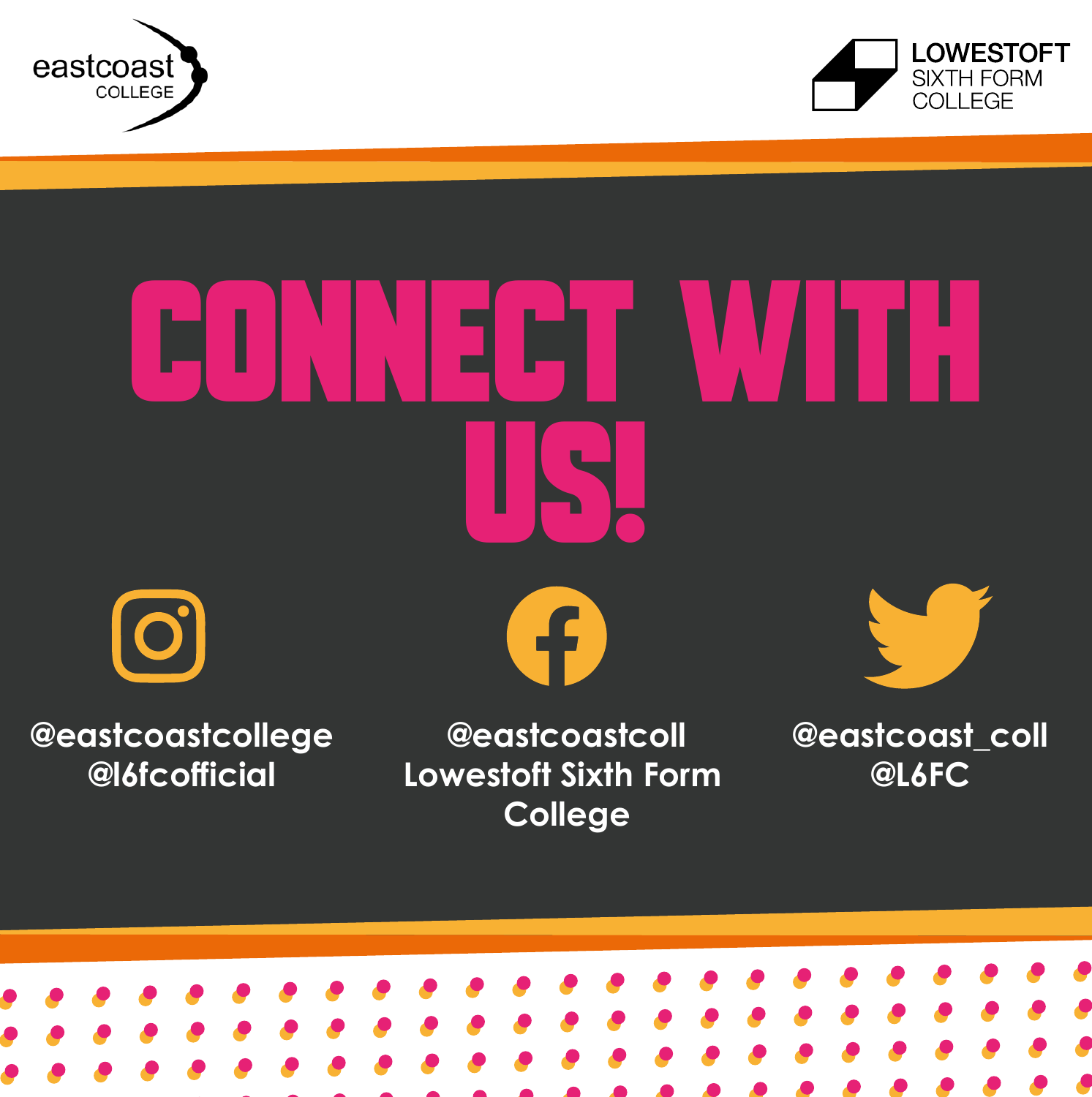eastcoast COLLEGE

LOWESTOFT SIXTH FORM COLLEGE

# CONNECT WITH US!

@eastcoastcollege
@l6fcofficial

@eastcoastcoll
Lowestoft Sixth Form College

@eastcoast_coll
@L6FC